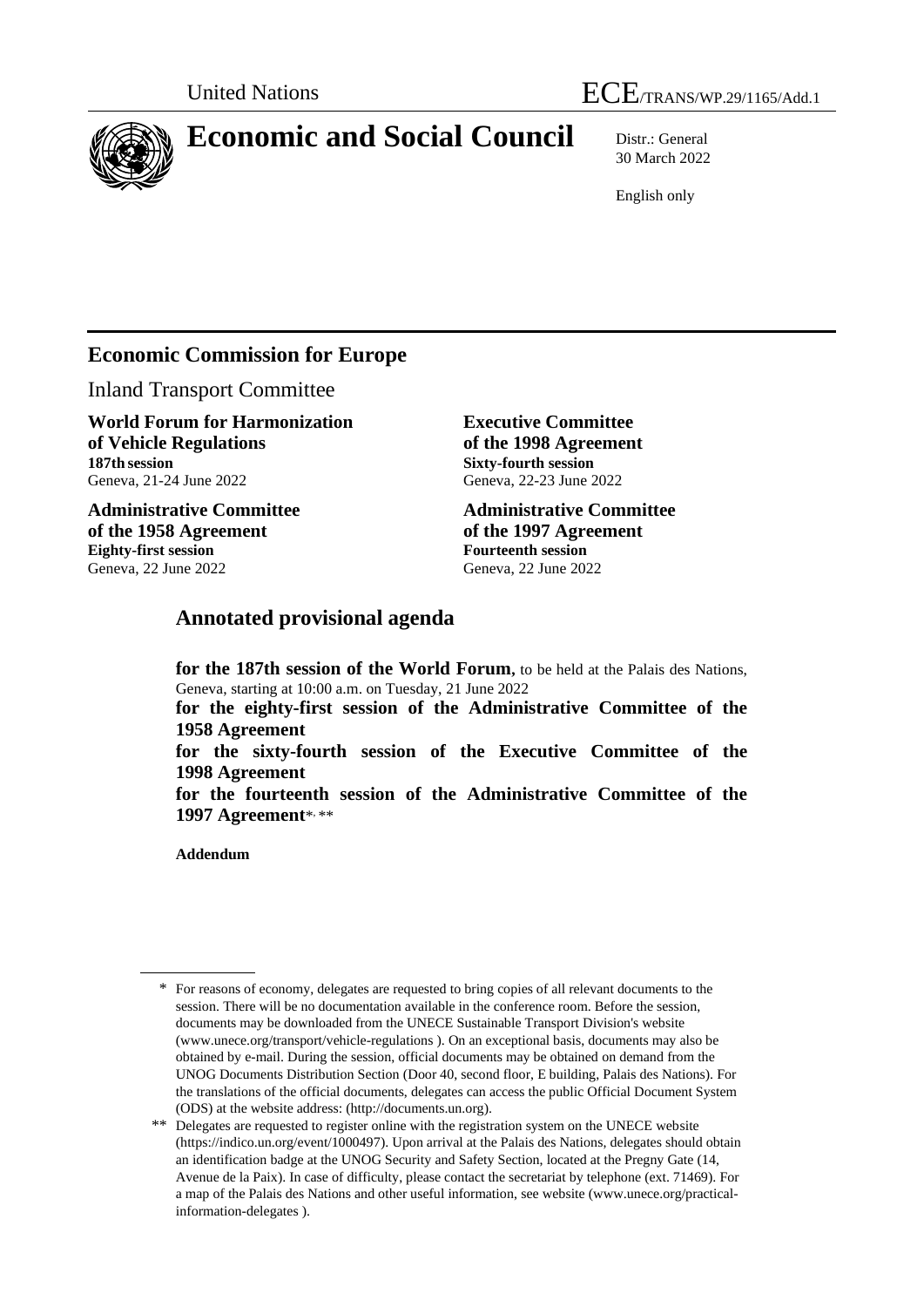United Nations

ECE/TRANS/WP.29/1165/Add.1

# Economic and Social Council

Distr.: General
30 March 2022

English only

## Economic Commission for Europe

Inland Transport Committee

**World Forum for Harmonization of Vehicle Regulations**
**187th session**
Geneva, 21-24 June 2022

**Administrative Committee of the 1958 Agreement**
**Eighty-first session**
Geneva, 22 June 2022

**Executive Committee of the 1998 Agreement**
**Sixty-fourth session**
Geneva, 22-23 June 2022

**Administrative Committee of the 1997 Agreement**
**Fourteenth session**
Geneva, 22 June 2022

## Annotated provisional agenda

**for the 187th session of the World Forum,** to be held at the Palais des Nations, Geneva, starting at 10:00 a.m. on Tuesday, 21 June 2022

**for the eighty-first session of the Administrative Committee of the 1958 Agreement**

**for the sixty-fourth session of the Executive Committee of the 1998 Agreement**

**for the fourteenth session of the Administrative Committee of the 1997 Agreement**\*, \*\*

**Addendum**

---

\* For reasons of economy, delegates are requested to bring copies of all relevant documents to the session. There will be no documentation available in the conference room. Before the session, documents may be downloaded from the UNECE Sustainable Transport Division's website (www.unece.org/transport/vehicle-regulations ). On an exceptional basis, documents may also be obtained by e-mail. During the session, official documents may be obtained on demand from the UNOG Documents Distribution Section (Door 40, second floor, E building, Palais des Nations). For the translations of the official documents, delegates can access the public Official Document System (ODS) at the website address: (http://documents.un.org).

\*\* Delegates are requested to register online with the registration system on the UNECE website (https://indico.un.org/event/1000497). Upon arrival at the Palais des Nations, delegates should obtain an identification badge at the UNOG Security and Safety Section, located at the Pregny Gate (14, Avenue de la Paix). In case of difficulty, please contact the secretariat by telephone (ext. 71469). For a map of the Palais des Nations and other useful information, see website (www.unece.org/practical-information-delegates ).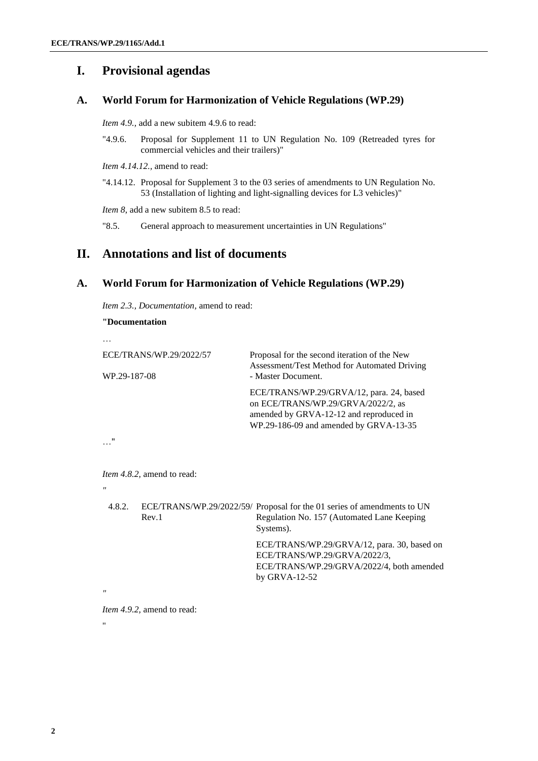# I. Provisional agendas

## A. World Forum for Harmonization of Vehicle Regulations (WP.29)

*Item 4.9.,* add a new subitem 4.9.6 to read:

"4.9.6. Proposal for Supplement 11 to UN Regulation No. 109 (Retreaded tyres for commercial vehicles and their trailers)"

*Item 4.14.12.,* amend to read:

"4.14.12. Proposal for Supplement 3 to the 03 series of amendments to UN Regulation No. 53 (Installation of lighting and light-signalling devices for L3 vehicles)"

*Item 8,* add a new subitem 8.5 to read:

"8.5. General approach to measurement uncertainties in UN Regulations"

# II. Annotations and list of documents

## A. World Forum for Harmonization of Vehicle Regulations (WP.29)

*Item 2.3., Documentation,* amend to read:

**"Documentation**

…

| | |
|---|---|
| ECE/TRANS/WP.29/2022/57<br>WP.29-187-08 | Proposal for the second iteration of the New Assessment/Test Method for Automated Driving - Master Document.<br><br>ECE/TRANS/WP.29/GRVA/12, para. 24, based on ECE/TRANS/WP.29/GRVA/2022/2, as amended by GRVA-12-12 and reproduced in WP.29-186-09 and amended by GRVA-13-35 |

…"

*Item 4.8.2,* amend to read:

"

| | | |
|---|---|---|
| 4.8.2. | ECE/TRANS/WP.29/2022/59/ Rev.1 | Proposal for the 01 series of amendments to UN Regulation No. 157 (Automated Lane Keeping Systems).<br><br>ECE/TRANS/WP.29/GRVA/12, para. 30, based on ECE/TRANS/WP.29/GRVA/2022/3, ECE/TRANS/WP.29/GRVA/2022/4, both amended by GRVA-12-52 |

"

*Item 4.9.2,* amend to read:

"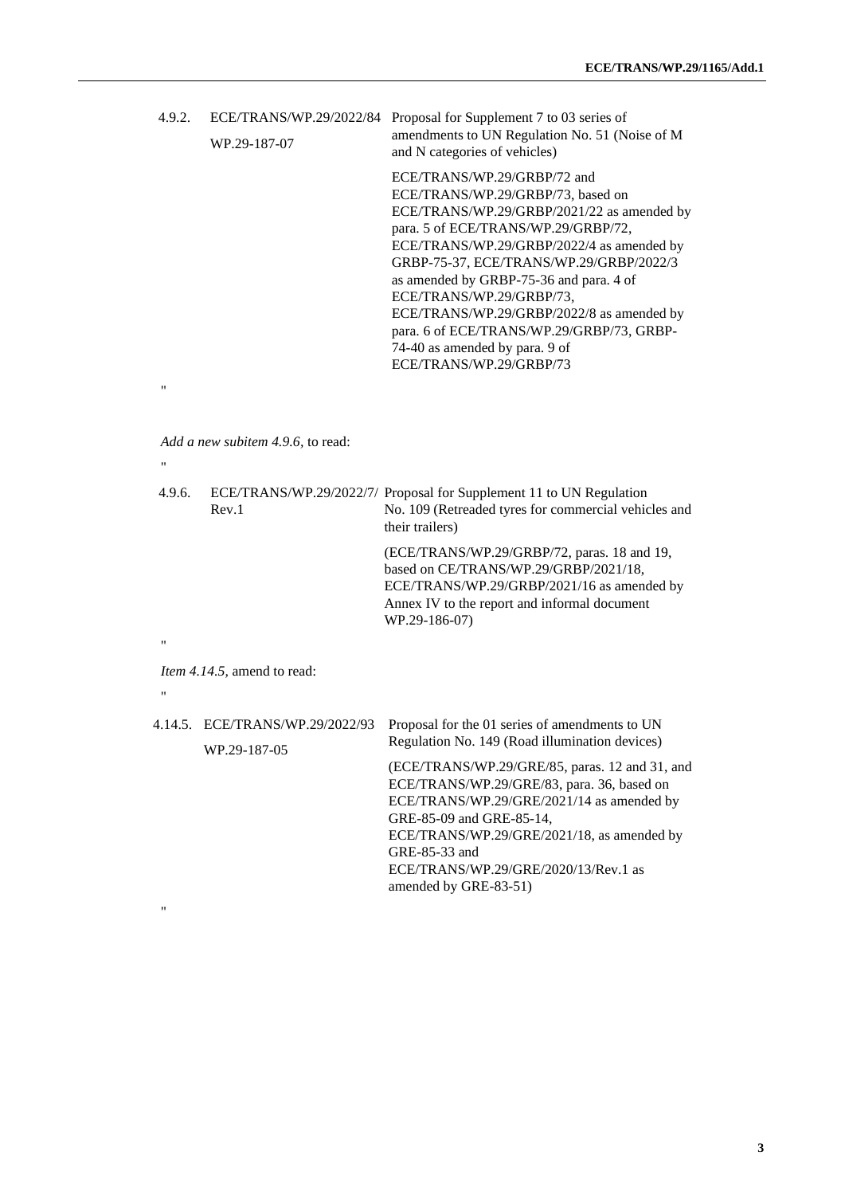| | | |
|---|---|---|
| 4.9.2. | ECE/TRANS/WP.29/2022/84<br>WP.29-187-07 | Proposal for Supplement 7 to 03 series of amendments to UN Regulation No. 51 (Noise of M and N categories of vehicles)<br><br>ECE/TRANS/WP.29/GRBP/72 and ECE/TRANS/WP.29/GRBP/73, based on ECE/TRANS/WP.29/GRBP/2021/22 as amended by para. 5 of ECE/TRANS/WP.29/GRBP/72, ECE/TRANS/WP.29/GRBP/2022/4 as amended by GRBP-75-37, ECE/TRANS/WP.29/GRBP/2022/3 as amended by GRBP-75-36 and para. 4 of ECE/TRANS/WP.29/GRBP/73, ECE/TRANS/WP.29/GRBP/2022/8 as amended by para. 6 of ECE/TRANS/WP.29/GRBP/73, GRBP-74-40 as amended by para. 9 of ECE/TRANS/WP.29/GRBP/73 |

"

*Add a new subitem 4.9.6,* to read:

"

| | | |
|---|---|---|
| 4.9.6. | ECE/TRANS/WP.29/2022/7/Rev.1 | Proposal for Supplement 11 to UN Regulation No. 109 (Retreaded tyres for commercial vehicles and their trailers)<br><br>(ECE/TRANS/WP.29/GRBP/72, paras. 18 and 19, based on CE/TRANS/WP.29/GRBP/2021/18, ECE/TRANS/WP.29/GRBP/2021/16 as amended by Annex IV to the report and informal document WP.29-186-07) |

"

*Item 4.14.5,* amend to read:

"

| | | |
|---|---|---|
| 4.14.5. | ECE/TRANS/WP.29/2022/93<br>WP.29-187-05 | Proposal for the 01 series of amendments to UN Regulation No. 149 (Road illumination devices)<br><br>(ECE/TRANS/WP.29/GRE/85, paras. 12 and 31, and ECE/TRANS/WP.29/GRE/83, para. 36, based on ECE/TRANS/WP.29/GRE/2021/14 as amended by GRE-85-09 and GRE-85-14, ECE/TRANS/WP.29/GRE/2021/18, as amended by GRE-85-33 and ECE/TRANS/WP.29/GRE/2020/13/Rev.1 as amended by GRE-83-51) |

"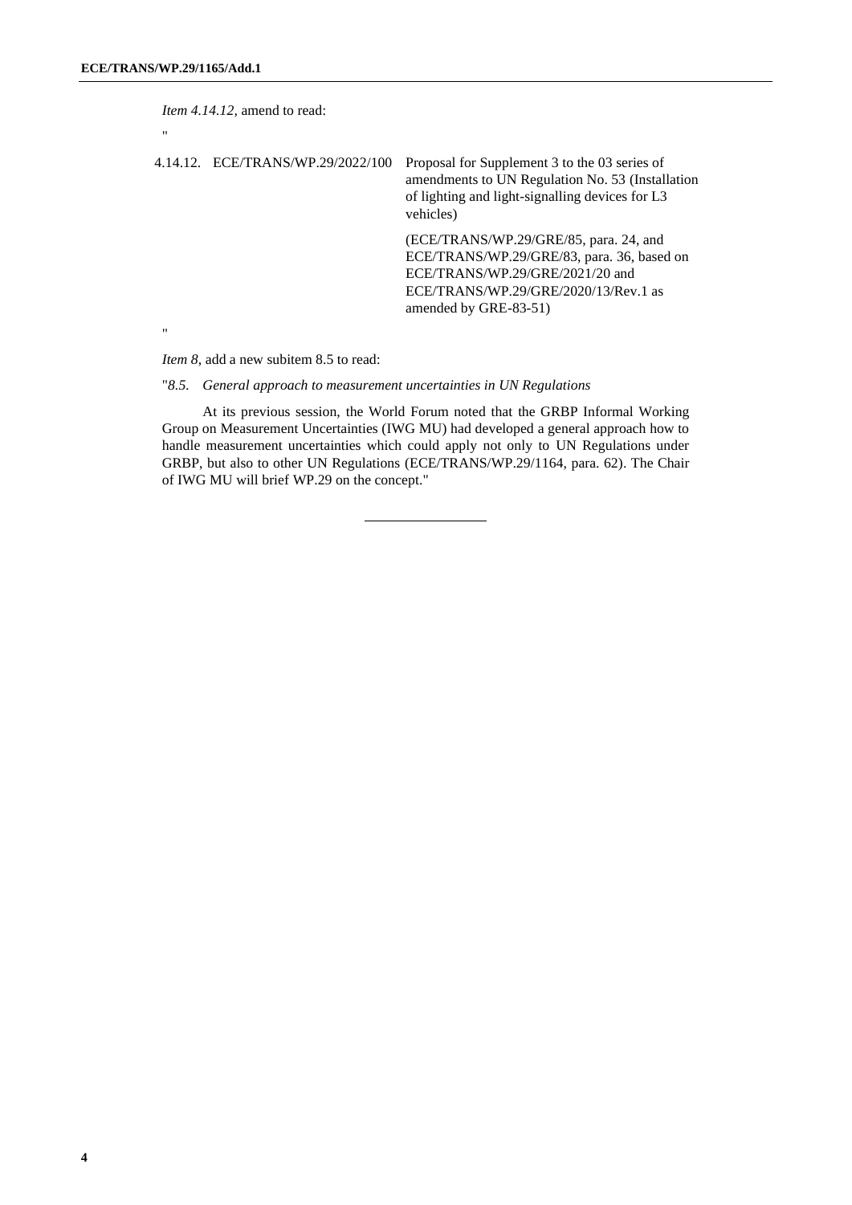*Item 4.14.12*, amend to read:

"

| | | |
|---|---|---|
| 4.14.12. | ECE/TRANS/WP.29/2022/100 | Proposal for Supplement 3 to the 03 series of amendments to UN Regulation No. 53 (Installation of lighting and light-signalling devices for L3 vehicles)<br><br>(ECE/TRANS/WP.29/GRE/85, para. 24, and ECE/TRANS/WP.29/GRE/83, para. 36, based on ECE/TRANS/WP.29/GRE/2021/20 and ECE/TRANS/WP.29/GRE/2020/13/Rev.1 as amended by GRE-83-51) |

"

*Item 8*, add a new subitem 8.5 to read:

"*8.5. General approach to measurement uncertainties in UN Regulations*

At its previous session, the World Forum noted that the GRBP Informal Working Group on Measurement Uncertainties (IWG MU) had developed a general approach how to handle measurement uncertainties which could apply not only to UN Regulations under GRBP, but also to other UN Regulations (ECE/TRANS/WP.29/1164, para. 62). The Chair of IWG MU will brief WP.29 on the concept."